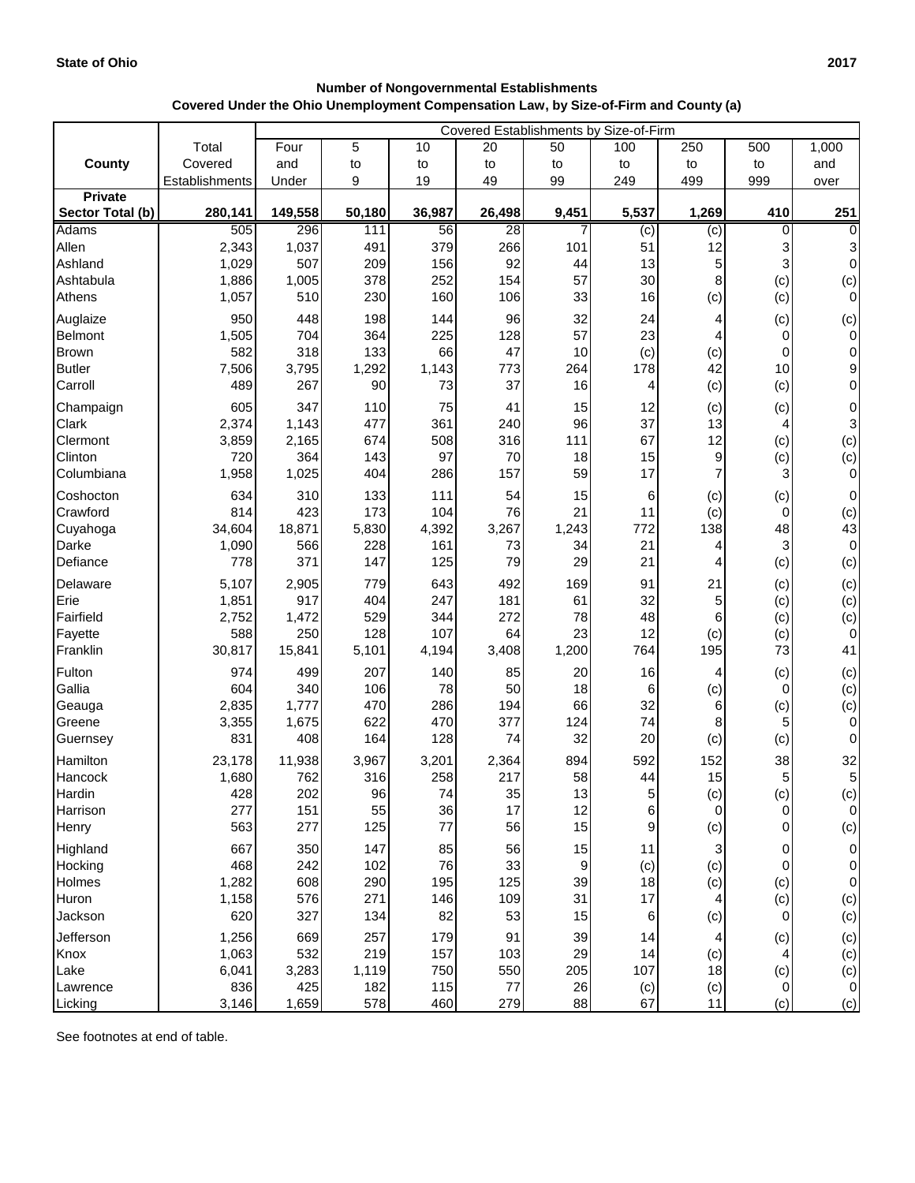**State of Ohio** **2017**

**Number of Nongovernmental Establishments**
**Covered Under the Ohio Unemployment Compensation Law, by Size-of-Firm and County (a)**

| County | Total Covered Establishments | Covered Establishments by Size-of-Firm | | | | | | | | |
|---|---|---|---|---|---|---|---|---|---|---|
| | | Four and Under | 5 to 9 | 10 to 19 | 20 to 49 | 50 to 99 | 100 to 249 | 250 to 499 | 500 to 999 | 1,000 and over |
| **Private Sector Total (b)** | **280,141** | **149,558** | **50,180** | **36,987** | **26,498** | **9,451** | **5,537** | **1,269** | **410** | **251** |
| Adams | 505 | 296 | 111 | 56 | 28 | 7 | (c) | (c) | 0 | 0 |
| Allen | 2,343 | 1,037 | 491 | 379 | 266 | 101 | 51 | 12 | 3 | 3 |
| Ashland | 1,029 | 507 | 209 | 156 | 92 | 44 | 13 | 5 | 3 | 0 |
| Ashtabula | 1,886 | 1,005 | 378 | 252 | 154 | 57 | 30 | 8 | (c) | (c) |
| Athens | 1,057 | 510 | 230 | 160 | 106 | 33 | 16 | (c) | (c) | 0 |
| Auglaize | 950 | 448 | 198 | 144 | 96 | 32 | 24 | 4 | (c) | (c) |
| Belmont | 1,505 | 704 | 364 | 225 | 128 | 57 | 23 | 4 | 0 | 0 |
| Brown | 582 | 318 | 133 | 66 | 47 | 10 | (c) | (c) | 0 | 0 |
| Butler | 7,506 | 3,795 | 1,292 | 1,143 | 773 | 264 | 178 | 42 | 10 | 9 |
| Carroll | 489 | 267 | 90 | 73 | 37 | 16 | 4 | (c) | (c) | 0 |
| Champaign | 605 | 347 | 110 | 75 | 41 | 15 | 12 | (c) | (c) | 0 |
| Clark | 2,374 | 1,143 | 477 | 361 | 240 | 96 | 37 | 13 | 4 | 3 |
| Clermont | 3,859 | 2,165 | 674 | 508 | 316 | 111 | 67 | 12 | (c) | (c) |
| Clinton | 720 | 364 | 143 | 97 | 70 | 18 | 15 | 9 | (c) | (c) |
| Columbiana | 1,958 | 1,025 | 404 | 286 | 157 | 59 | 17 | 7 | 3 | 0 |
| Coshocton | 634 | 310 | 133 | 111 | 54 | 15 | 6 | (c) | (c) | 0 |
| Crawford | 814 | 423 | 173 | 104 | 76 | 21 | 11 | (c) | 0 | (c) |
| Cuyahoga | 34,604 | 18,871 | 5,830 | 4,392 | 3,267 | 1,243 | 772 | 138 | 48 | 43 |
| Darke | 1,090 | 566 | 228 | 161 | 73 | 34 | 21 | 4 | 3 | 0 |
| Defiance | 778 | 371 | 147 | 125 | 79 | 29 | 21 | 4 | (c) | (c) |
| Delaware | 5,107 | 2,905 | 779 | 643 | 492 | 169 | 91 | 21 | (c) | (c) |
| Erie | 1,851 | 917 | 404 | 247 | 181 | 61 | 32 | 5 | (c) | (c) |
| Fairfield | 2,752 | 1,472 | 529 | 344 | 272 | 78 | 48 | 6 | (c) | (c) |
| Fayette | 588 | 250 | 128 | 107 | 64 | 23 | 12 | (c) | (c) | 0 |
| Franklin | 30,817 | 15,841 | 5,101 | 4,194 | 3,408 | 1,200 | 764 | 195 | 73 | 41 |
| Fulton | 974 | 499 | 207 | 140 | 85 | 20 | 16 | 4 | (c) | (c) |
| Gallia | 604 | 340 | 106 | 78 | 50 | 18 | 6 | (c) | 0 | (c) |
| Geauga | 2,835 | 1,777 | 470 | 286 | 194 | 66 | 32 | 6 | (c) | (c) |
| Greene | 3,355 | 1,675 | 622 | 470 | 377 | 124 | 74 | 8 | 5 | 0 |
| Guernsey | 831 | 408 | 164 | 128 | 74 | 32 | 20 | (c) | (c) | 0 |
| Hamilton | 23,178 | 11,938 | 3,967 | 3,201 | 2,364 | 894 | 592 | 152 | 38 | 32 |
| Hancock | 1,680 | 762 | 316 | 258 | 217 | 58 | 44 | 15 | 5 | 5 |
| Hardin | 428 | 202 | 96 | 74 | 35 | 13 | 5 | (c) | (c) | (c) |
| Harrison | 277 | 151 | 55 | 36 | 17 | 12 | 6 | 0 | 0 | 0 |
| Henry | 563 | 277 | 125 | 77 | 56 | 15 | 9 | (c) | 0 | (c) |
| Highland | 667 | 350 | 147 | 85 | 56 | 15 | 11 | 3 | 0 | 0 |
| Hocking | 468 | 242 | 102 | 76 | 33 | 9 | (c) | (c) | 0 | 0 |
| Holmes | 1,282 | 608 | 290 | 195 | 125 | 39 | 18 | (c) | (c) | 0 |
| Huron | 1,158 | 576 | 271 | 146 | 109 | 31 | 17 | 4 | (c) | (c) |
| Jackson | 620 | 327 | 134 | 82 | 53 | 15 | 6 | (c) | 0 | (c) |
| Jefferson | 1,256 | 669 | 257 | 179 | 91 | 39 | 14 | 4 | (c) | (c) |
| Knox | 1,063 | 532 | 219 | 157 | 103 | 29 | 14 | (c) | 4 | (c) |
| Lake | 6,041 | 3,283 | 1,119 | 750 | 550 | 205 | 107 | 18 | (c) | (c) |
| Lawrence | 836 | 425 | 182 | 115 | 77 | 26 | (c) | (c) | 0 | 0 |
| Licking | 3,146 | 1,659 | 578 | 460 | 279 | 88 | 67 | 11 | (c) | (c) |

See footnotes at end of table.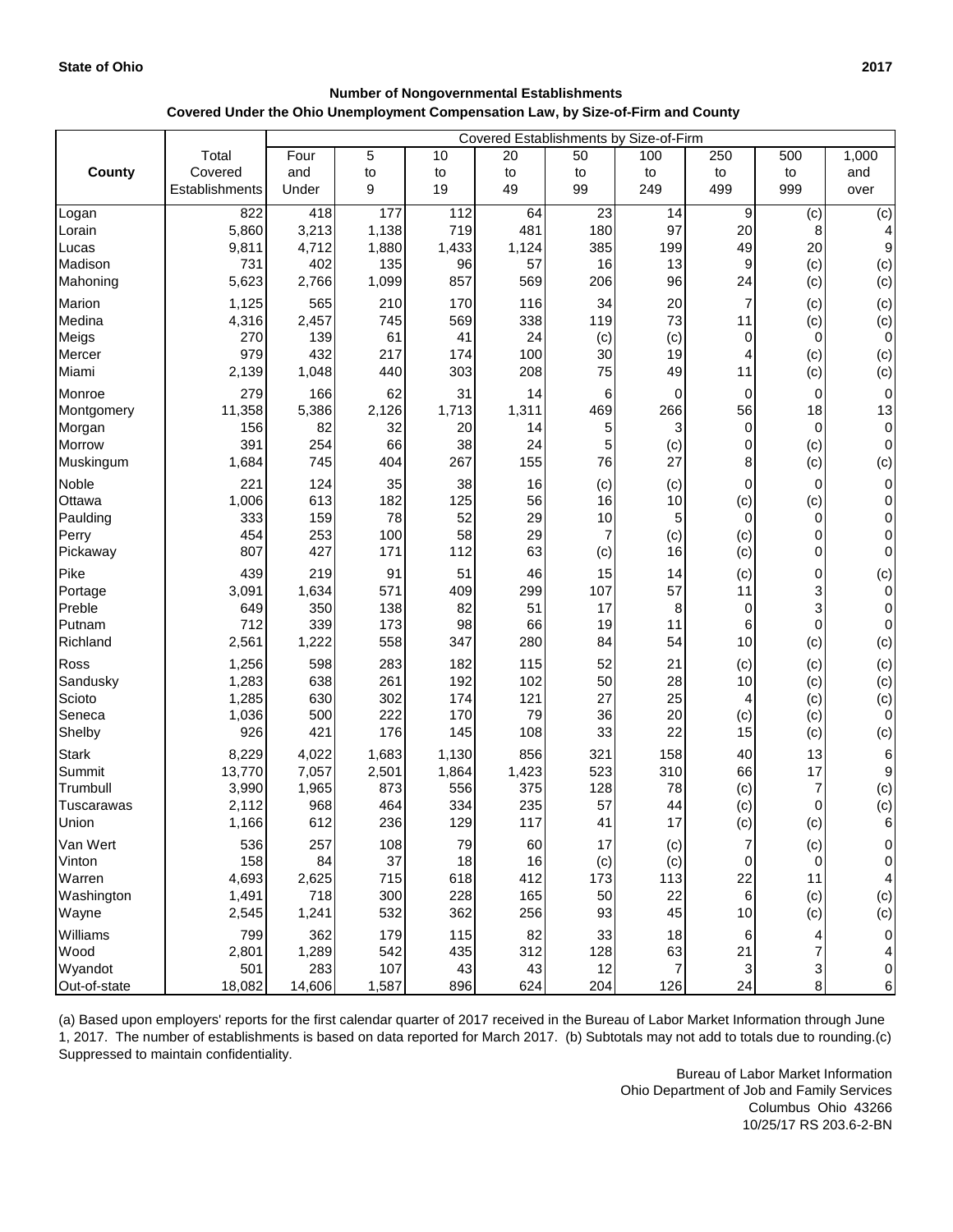**State of Ohio** **2017**

**Number of Nongovernmental Establishments**
**Covered Under the Ohio Unemployment Compensation Law, by Size-of-Firm and County**

| County | Total Covered Establishments | Covered Establishments by Size-of-Firm | | | | | | | | |
|---|---|---|---|---|---|---|---|---|---|---|
| | | Four and Under | 5 to 9 | 10 to 19 | 20 to 49 | 50 to 99 | 100 to 249 | 250 to 499 | 500 to 999 | 1,000 and over |
| Logan | 822 | 418 | 177 | 112 | 64 | 23 | 14 | 9 | (c) | (c) |
| Lorain | 5,860 | 3,213 | 1,138 | 719 | 481 | 180 | 97 | 20 | 8 | 4 |
| Lucas | 9,811 | 4,712 | 1,880 | 1,433 | 1,124 | 385 | 199 | 49 | 20 | 9 |
| Madison | 731 | 402 | 135 | 96 | 57 | 16 | 13 | 9 | (c) | (c) |
| Mahoning | 5,623 | 2,766 | 1,099 | 857 | 569 | 206 | 96 | 24 | (c) | (c) |
| Marion | 1,125 | 565 | 210 | 170 | 116 | 34 | 20 | 7 | (c) | (c) |
| Medina | 4,316 | 2,457 | 745 | 569 | 338 | 119 | 73 | 11 | (c) | (c) |
| Meigs | 270 | 139 | 61 | 41 | 24 | (c) | (c) | 0 | 0 | 0 |
| Mercer | 979 | 432 | 217 | 174 | 100 | 30 | 19 | 4 | (c) | (c) |
| Miami | 2,139 | 1,048 | 440 | 303 | 208 | 75 | 49 | 11 | (c) | (c) |
| Monroe | 279 | 166 | 62 | 31 | 14 | 6 | 0 | 0 | 0 | 0 |
| Montgomery | 11,358 | 5,386 | 2,126 | 1,713 | 1,311 | 469 | 266 | 56 | 18 | 13 |
| Morgan | 156 | 82 | 32 | 20 | 14 | 5 | 3 | 0 | 0 | 0 |
| Morrow | 391 | 254 | 66 | 38 | 24 | 5 | (c) | 0 | (c) | 0 |
| Muskingum | 1,684 | 745 | 404 | 267 | 155 | 76 | 27 | 8 | (c) | (c) |
| Noble | 221 | 124 | 35 | 38 | 16 | (c) | (c) | 0 | 0 | 0 |
| Ottawa | 1,006 | 613 | 182 | 125 | 56 | 16 | 10 | (c) | (c) | 0 |
| Paulding | 333 | 159 | 78 | 52 | 29 | 10 | 5 | 0 | 0 | 0 |
| Perry | 454 | 253 | 100 | 58 | 29 | 7 | (c) | (c) | 0 | 0 |
| Pickaway | 807 | 427 | 171 | 112 | 63 | (c) | 16 | (c) | 0 | 0 |
| Pike | 439 | 219 | 91 | 51 | 46 | 15 | 14 | (c) | 0 | (c) |
| Portage | 3,091 | 1,634 | 571 | 409 | 299 | 107 | 57 | 11 | 3 | 0 |
| Preble | 649 | 350 | 138 | 82 | 51 | 17 | 8 | 0 | 3 | 0 |
| Putnam | 712 | 339 | 173 | 98 | 66 | 19 | 11 | 6 | 0 | 0 |
| Richland | 2,561 | 1,222 | 558 | 347 | 280 | 84 | 54 | 10 | (c) | (c) |
| Ross | 1,256 | 598 | 283 | 182 | 115 | 52 | 21 | (c) | (c) | (c) |
| Sandusky | 1,283 | 638 | 261 | 192 | 102 | 50 | 28 | 10 | (c) | (c) |
| Scioto | 1,285 | 630 | 302 | 174 | 121 | 27 | 25 | 4 | (c) | (c) |
| Seneca | 1,036 | 500 | 222 | 170 | 79 | 36 | 20 | (c) | (c) | 0 |
| Shelby | 926 | 421 | 176 | 145 | 108 | 33 | 22 | 15 | (c) | (c) |
| Stark | 8,229 | 4,022 | 1,683 | 1,130 | 856 | 321 | 158 | 40 | 13 | 6 |
| Summit | 13,770 | 7,057 | 2,501 | 1,864 | 1,423 | 523 | 310 | 66 | 17 | 9 |
| Trumbull | 3,990 | 1,965 | 873 | 556 | 375 | 128 | 78 | (c) | 7 | (c) |
| Tuscarawas | 2,112 | 968 | 464 | 334 | 235 | 57 | 44 | (c) | 0 | (c) |
| Union | 1,166 | 612 | 236 | 129 | 117 | 41 | 17 | (c) | (c) | 6 |
| Van Wert | 536 | 257 | 108 | 79 | 60 | 17 | (c) | 7 | (c) | 0 |
| Vinton | 158 | 84 | 37 | 18 | 16 | (c) | (c) | 0 | 0 | 0 |
| Warren | 4,693 | 2,625 | 715 | 618 | 412 | 173 | 113 | 22 | 11 | 4 |
| Washington | 1,491 | 718 | 300 | 228 | 165 | 50 | 22 | 6 | (c) | (c) |
| Wayne | 2,545 | 1,241 | 532 | 362 | 256 | 93 | 45 | 10 | (c) | (c) |
| Williams | 799 | 362 | 179 | 115 | 82 | 33 | 18 | 6 | 4 | 0 |
| Wood | 2,801 | 1,289 | 542 | 435 | 312 | 128 | 63 | 21 | 7 | 4 |
| Wyandot | 501 | 283 | 107 | 43 | 43 | 12 | 7 | 3 | 3 | 0 |
| Out-of-state | 18,082 | 14,606 | 1,587 | 896 | 624 | 204 | 126 | 24 | 8 | 6 |

(a) Based upon employers' reports for the first calendar quarter of 2017 received in the Bureau of Labor Market Information through June 1, 2017. The number of establishments is based on data reported for March 2017. (b) Subtotals may not add to totals due to rounding.(c) Suppressed to maintain confidentiality.

Bureau of Labor Market Information
Ohio Department of Job and Family Services
Columbus Ohio 43266
10/25/17 RS 203.6-2-BN